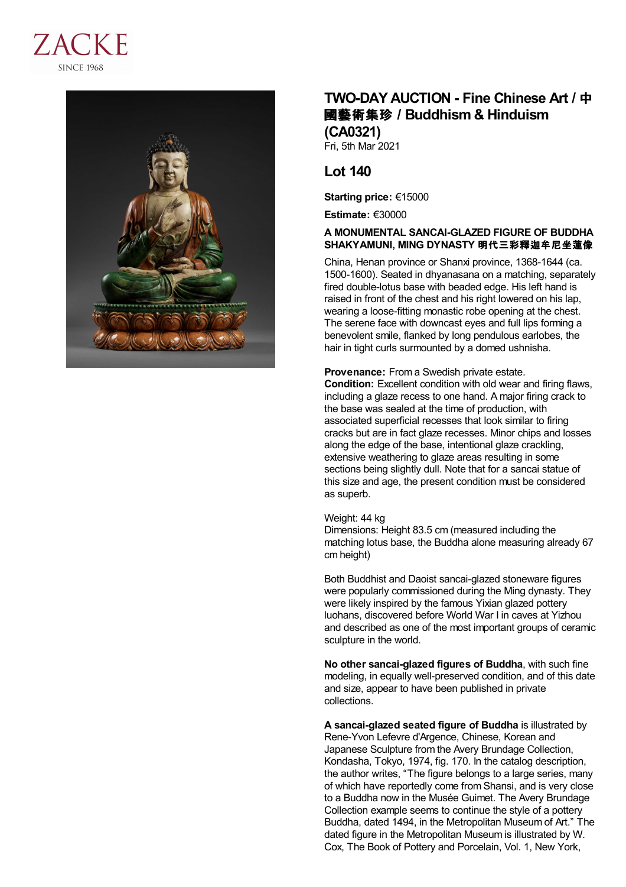# TWO-DAY AUCTION - Fine Chinese Art / 中國藝術集珍 / Buddhism & Hinduism (CA0321)

Fri, 5th Mar 2021

## Lot 140

**Starting price:** €15000

**Estimate:** €30000

**A MONUMENTAL SANCAI-GLAZED FIGURE OF BUDDHA SHAKYAMUNI, MING DYNASTY 明代三彩釋迦牟尼坐蓮像**

China, Henan province or Shanxi province, 1368-1644 (ca. 1500-1600). Seated in dhyanasana on a matching, separately fired double-lotus base with beaded edge. His left hand is raised in front of the chest and his right lowered on his lap, wearing a loose-fitting monastic robe opening at the chest. The serene face with downcast eyes and full lips forming a benevolent smile, flanked by long pendulous earlobes, the hair in tight curls surmounted by a domed ushnisha.

**Provenance:** From a Swedish private estate.
**Condition:** Excellent condition with old wear and firing flaws, including a glaze recess to one hand. A major firing crack to the base was sealed at the time of production, with associated superficial recesses that look similar to firing cracks but are in fact glaze recesses. Minor chips and losses along the edge of the base, intentional glaze crackling, extensive weathering to glaze areas resulting in some sections being slightly dull. Note that for a sancai statue of this size and age, the present condition must be considered as superb.

Weight: 44 kg
Dimensions: Height 83.5 cm (measured including the matching lotus base, the Buddha alone measuring already 67 cm height)

Both Buddhist and Daoist sancai-glazed stoneware figures were popularly commissioned during the Ming dynasty. They were likely inspired by the famous Yixian glazed pottery luohans, discovered before World War I in caves at Yizhou and described as one of the most important groups of ceramic sculpture in the world.

**No other sancai-glazed figures of Buddha**, with such fine modeling, in equally well-preserved condition, and of this date and size, appear to have been published in private collections.

**A sancai-glazed seated figure of Buddha** is illustrated by Rene-Yvon Lefevre d'Argence, Chinese, Korean and Japanese Sculpture from the Avery Brundage Collection, Kondasha, Tokyo, 1974, fig. 170. In the catalog description, the author writes, "The figure belongs to a large series, many of which have reportedly come from Shansi, and is very close to a Buddha now in the Musée Guimet. The Avery Brundage Collection example seems to continue the style of a pottery Buddha, dated 1494, in the Metropolitan Museum of Art." The dated figure in the Metropolitan Museum is illustrated by W. Cox, The Book of Pottery and Porcelain, Vol. 1, New York,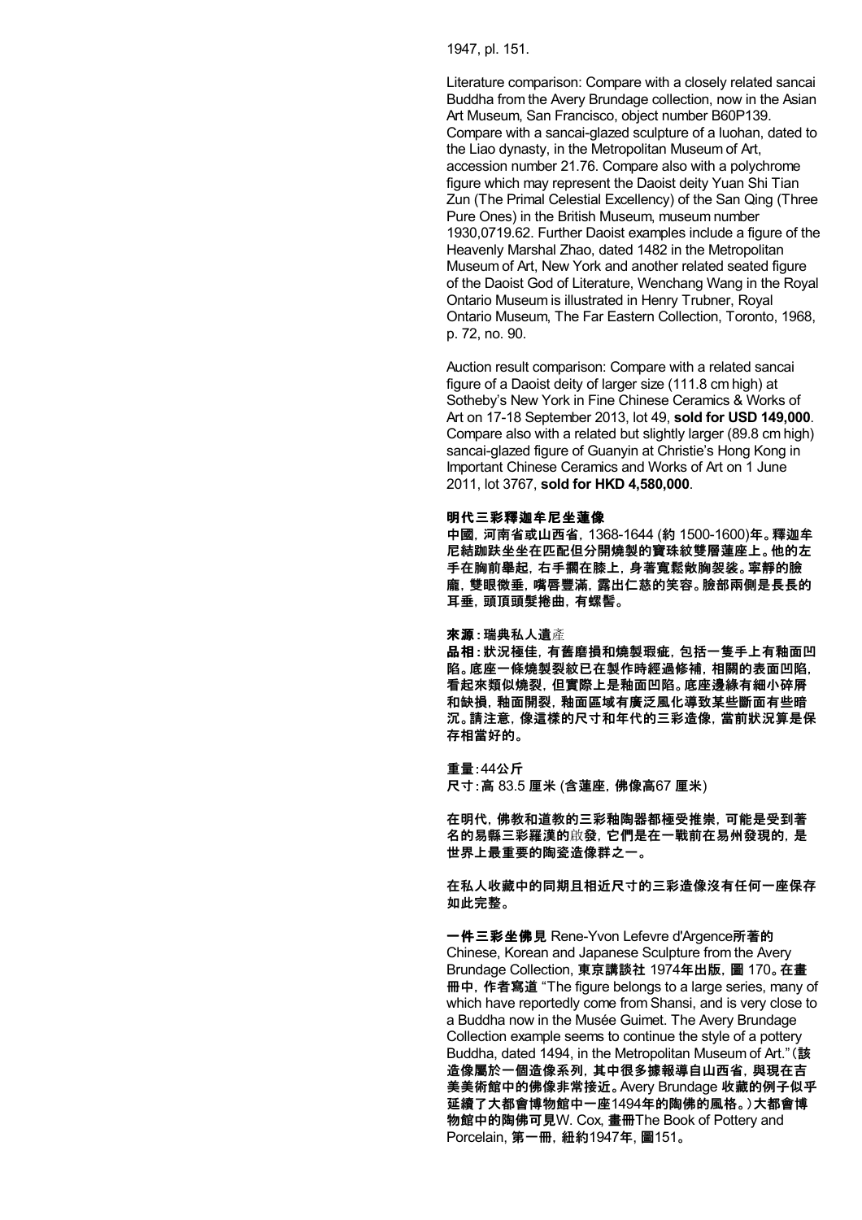1947, pl. 151.

Literature comparison: Compare with a closely related sancai Buddha from the Avery Brundage collection, now in the Asian Art Museum, San Francisco, object number B60P139. Compare with a sancai-glazed sculpture of a luohan, dated to the Liao dynasty, in the Metropolitan Museum of Art, accession number 21.76. Compare also with a polychrome figure which may represent the Daoist deity Yuan Shi Tian Zun (The Primal Celestial Excellency) of the San Qing (Three Pure Ones) in the British Museum, museum number 1930,0719.62. Further Daoist examples include a figure of the Heavenly Marshal Zhao, dated 1482 in the Metropolitan Museum of Art, New York and another related seated figure of the Daoist God of Literature, Wenchang Wang in the Royal Ontario Museum is illustrated in Henry Trubner, Royal Ontario Museum, The Far Eastern Collection, Toronto, 1968, p. 72, no. 90.

Auction result comparison: Compare with a related sancai figure of a Daoist deity of larger size (111.8 cm high) at Sotheby's New York in Fine Chinese Ceramics & Works of Art on 17-18 September 2013, lot 49, **sold for USD 149,000**. Compare also with a related but slightly larger (89.8 cm high) sancai-glazed figure of Guanyin at Christie's Hong Kong in Important Chinese Ceramics and Works of Art on 1 June 2011, lot 3767, **sold for HKD 4,580,000**.

**明代三彩釋迦牟尼坐蓮像**

**中國，河南省或山西省，1368-1644 (約 1500-1600)年。釋迦牟尼結跏趺坐坐在匹配但分開燒製的寶珠紋雙層蓮座上。他的左手在胸前舉起，右手擱在膝上，身著寬鬆敞胸袈裟。寧靜的臉龐，雙眼微垂，嘴唇豐滿，露出仁慈的笑容。臉部兩側是長長的耳垂，頭頂頭髮捲曲，有螺髻。**

**來源：瑞典私人遺產**

**品相：狀況極佳，有舊磨損和燒製瑕疵，包括一隻手上有釉面凹陷。底座一條燒製裂紋已在製作時經過修補，相關的表面凹陷，看起來類似燒裂，但實際上是釉面凹陷。底座邊緣有細小碎屑和缺損，釉面開裂，釉面區域有廣泛風化導致某些斷面有些暗沉。請注意，像這樣的尺寸和年代的三彩造像，當前狀況算是保存相當好的。**

**重量：44公斤**

**尺寸：高 83.5 厘米 (含蓮座，佛像高67 厘米)**

**在明代，佛教和道教的三彩釉陶器都極受推崇，可能是受到著名的易縣三彩羅漢的啟發，它們是在一戰前在易州發現的，是世界上最重要的陶瓷造像群之一。**

**在私人收藏中的同期且相近尺寸的三彩造像沒有任何一座保存如此完整。**

**一件三彩坐佛見** Rene-Yvon Lefevre d'Argence**所著的** Chinese, Korean and Japanese Sculpture from the Avery Brundage Collection, **東京講談社** 1974**年出版，圖** 170**。在畫冊中，作者寫道** "The figure belongs to a large series, many of which have reportedly come from Shansi, and is very close to a Buddha now in the Musée Guimet. The Avery Brundage Collection example seems to continue the style of a pottery Buddha, dated 1494, in the Metropolitan Museum of Art." **(該造像屬於一個造像系列，其中很多據報導自山西省，與現在吉美美術館中的佛像非常接近。**Avery Brundage **收藏的例子似乎延續了大都會博物館中一座**1494**年的陶佛的風格。) 大都會博物館中的陶佛可見**W. Cox, **畫冊**The Book of Pottery and Porcelain, **第一冊，紐約**1947**年，圖**151**。**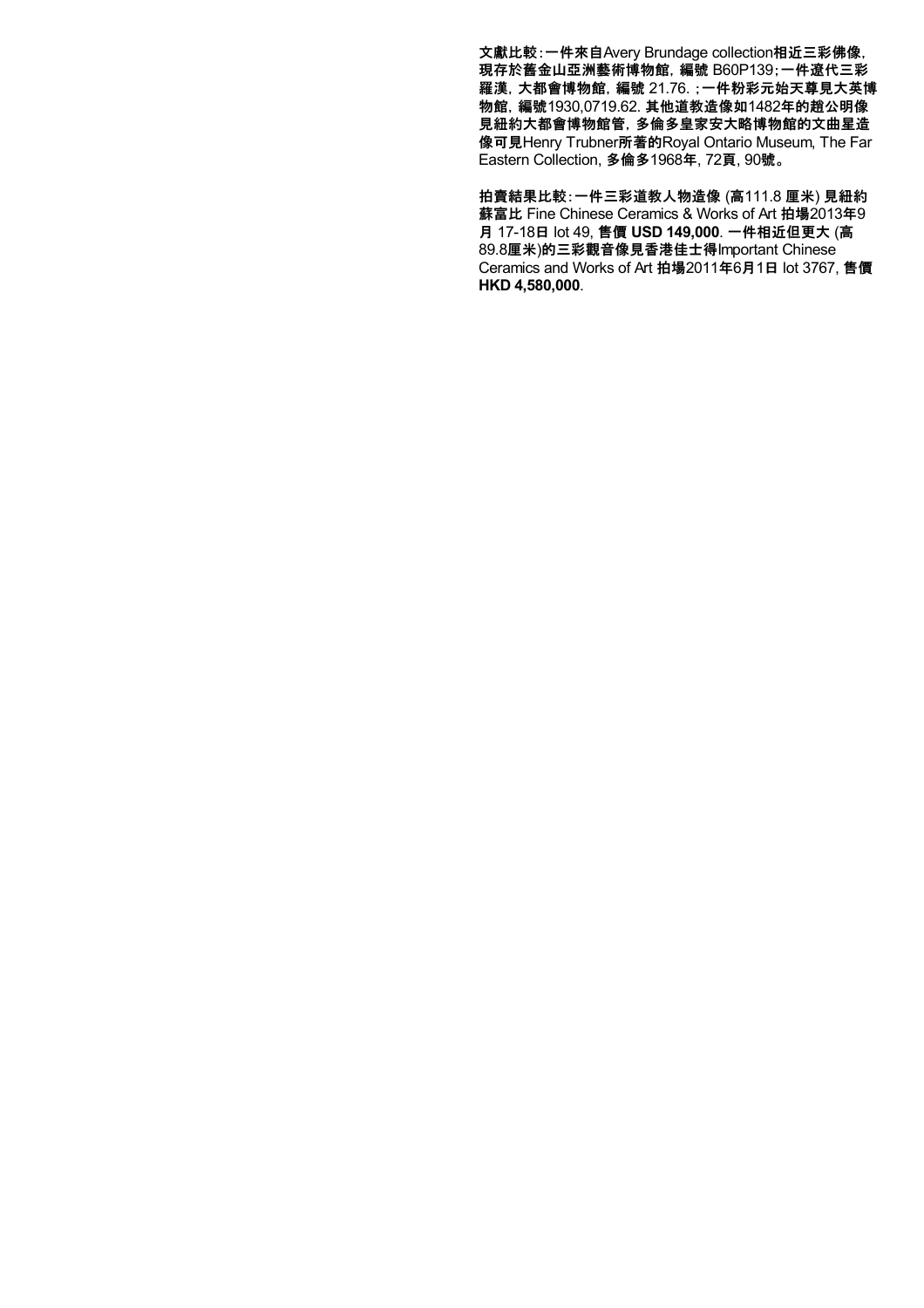**文獻比較：一件來自**Avery Brundage collection**相近三彩佛像，現存於舊金山亞洲藝術博物館，編號** B60P139；**一件遼代三彩羅漢，大都會博物館，編號** 21.76.；**一件粉彩元始天尊見大英博物館，編號**1930,0719.62. **其他道教造像如**1482**年的趙公明像見紐約大都會博物館管，多倫多皇家安大略博物館的文曲星造像可見**Henry Trubner**所著的**Royal Ontario Museum, The Far Eastern Collection, **多倫多**1968**年**, 72**頁**, 90**號。**

**拍賣結果比較：一件三彩道教人物造像** (**高**111.8 **厘米**) **見紐約蘇富比** Fine Chinese Ceramics & Works of Art **拍場**2013**年**9**月** 17-18**日** lot 49, **售價 USD 149,000**. **一件相近但更大** (**高**89.8**厘米**)**的三彩觀音像見香港佳士得**Important Chinese Ceramics and Works of Art **拍場**2011**年**6**月**1**日** lot 3767, **售價 HKD 4,580,000**.